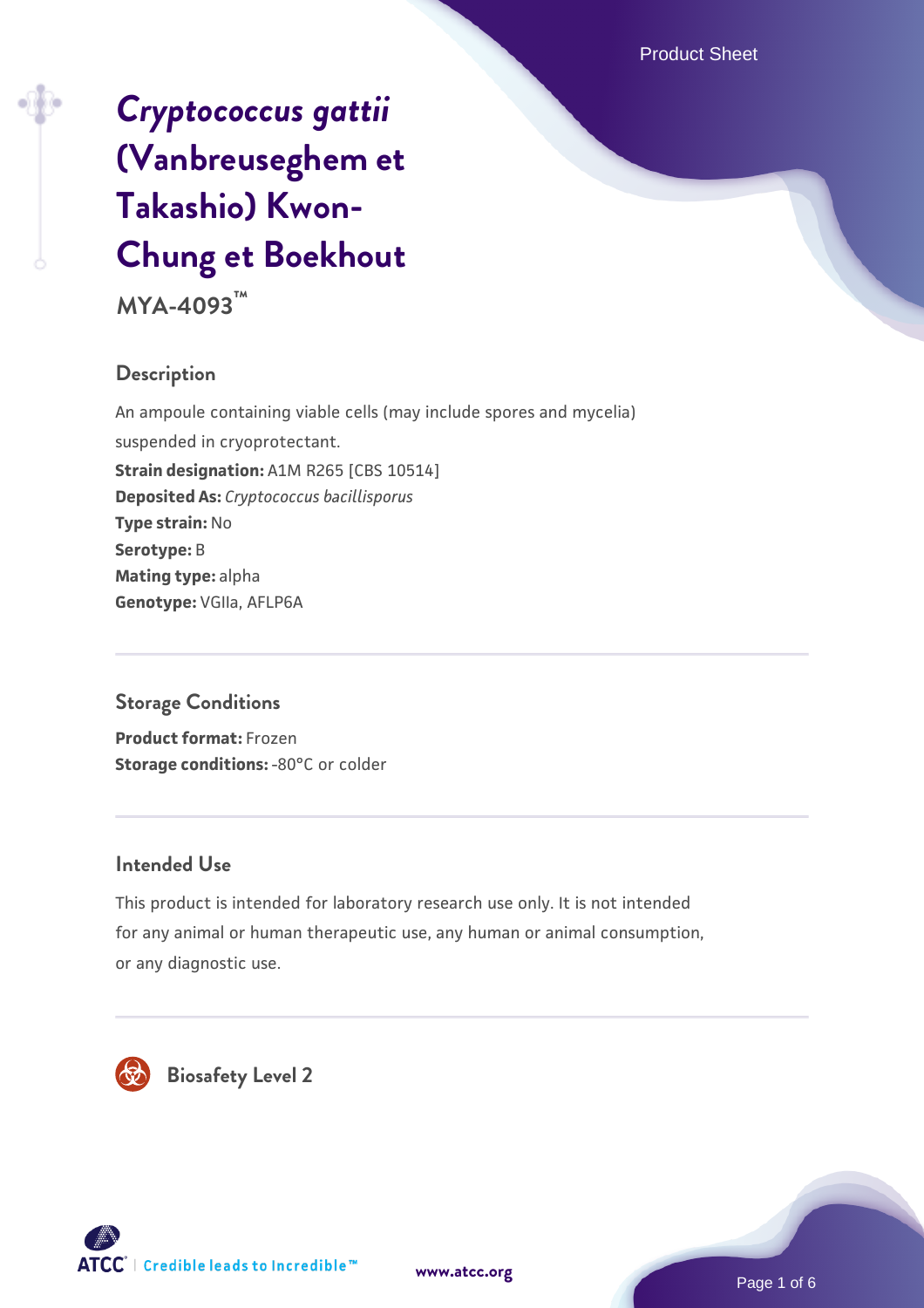# *Cryptococcus gattii* (Vanbreuseghem et Takashio) Kwon-Chung et Boekhout

**MYA-4093™**

## Description

An ampoule containing viable cells (may include spores and mycelia) suspended in cryoprotectant.

**Strain designation:** A1M R265 [CBS 10514]
**Deposited As:** *Cryptococcus bacillisporus*
**Type strain:** No
**Serotype:** B
**Mating type:** alpha
**Genotype:** VGIIa, AFLP6A

## Storage Conditions

**Product format:** Frozen
**Storage conditions:** -80°C or colder

## Intended Use

This product is intended for laboratory research use only. It is not intended for any animal or human therapeutic use, any human or animal consumption, or any diagnostic use.

## Biosafety Level 2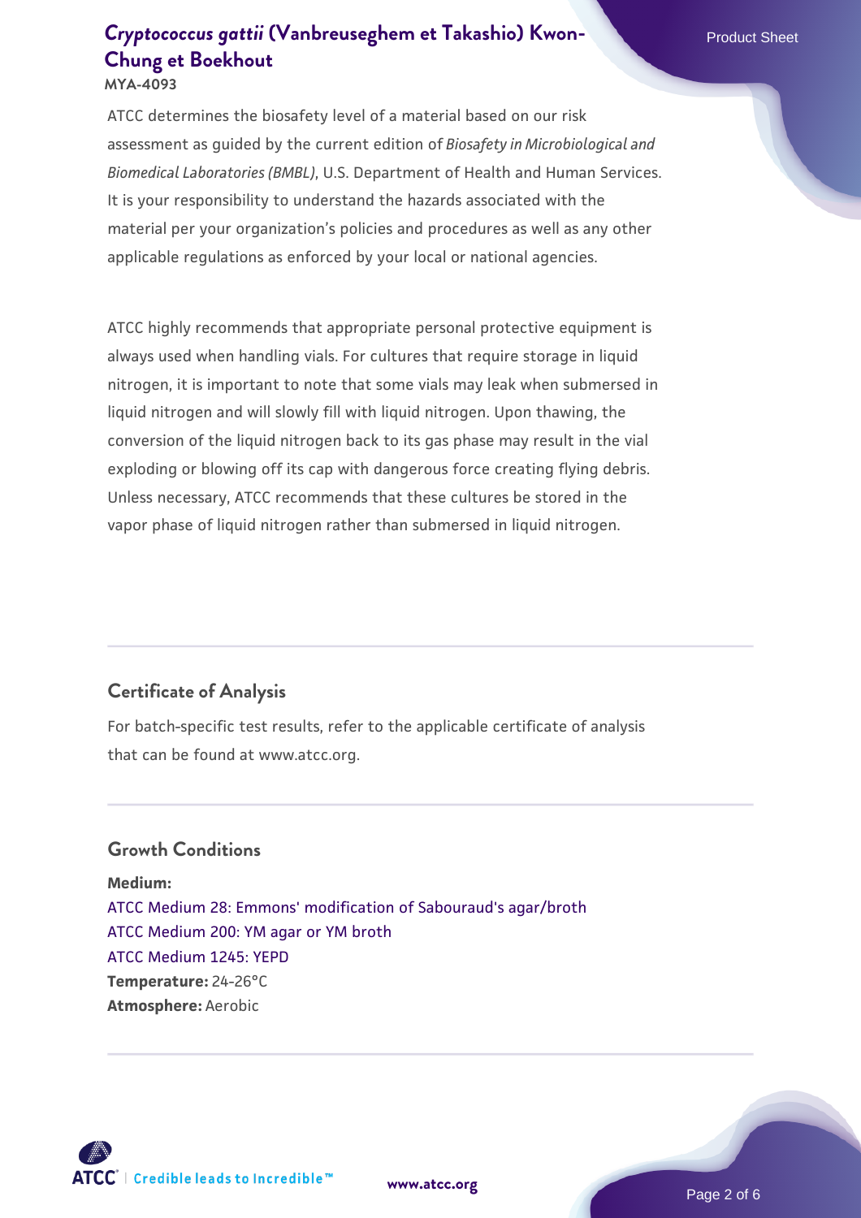ATCC determines the biosafety level of a material based on our risk assessment as guided by the current edition of *Biosafety in Microbiological and Biomedical Laboratories (BMBL)*, U.S. Department of Health and Human Services. It is your responsibility to understand the hazards associated with the material per your organization's policies and procedures as well as any other applicable regulations as enforced by your local or national agencies.

ATCC highly recommends that appropriate personal protective equipment is always used when handling vials. For cultures that require storage in liquid nitrogen, it is important to note that some vials may leak when submersed in liquid nitrogen and will slowly fill with liquid nitrogen. Upon thawing, the conversion of the liquid nitrogen back to its gas phase may result in the vial exploding or blowing off its cap with dangerous force creating flying debris. Unless necessary, ATCC recommends that these cultures be stored in the vapor phase of liquid nitrogen rather than submersed in liquid nitrogen.

## Certificate of Analysis

For batch-specific test results, refer to the applicable certificate of analysis that can be found at www.atcc.org.

## Growth Conditions

**Medium:**
ATCC Medium 28: Emmons' modification of Sabouraud's agar/broth
ATCC Medium 200: YM agar or YM broth
ATCC Medium 1245: YEPD
**Temperature:** 24-26°C
**Atmosphere:** Aerobic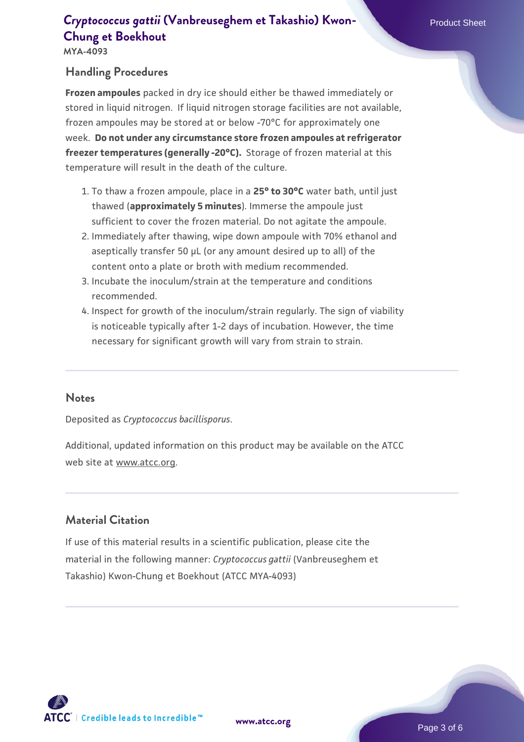## Handling Procedures

**Frozen ampoules** packed in dry ice should either be thawed immediately or stored in liquid nitrogen. If liquid nitrogen storage facilities are not available, frozen ampoules may be stored at or below -70°C for approximately one week. **Do not under any circumstance store frozen ampoules at refrigerator freezer temperatures (generally -20°C).** Storage of frozen material at this temperature will result in the death of the culture.

1. To thaw a frozen ampoule, place in a **25° to 30°C** water bath, until just thawed (**approximately 5 minutes**). Immerse the ampoule just sufficient to cover the frozen material. Do not agitate the ampoule.
2. Immediately after thawing, wipe down ampoule with 70% ethanol and aseptically transfer 50 µL (or any amount desired up to all) of the content onto a plate or broth with medium recommended.
3. Incubate the inoculum/strain at the temperature and conditions recommended.
4. Inspect for growth of the inoculum/strain regularly. The sign of viability is noticeable typically after 1-2 days of incubation. However, the time necessary for significant growth will vary from strain to strain.

## Notes

Deposited as *Cryptococcus bacillisporus*.

Additional, updated information on this product may be available on the ATCC web site at www.atcc.org.

## Material Citation

If use of this material results in a scientific publication, please cite the material in the following manner: *Cryptococcus gattii* (Vanbreuseghem et Takashio) Kwon-Chung et Boekhout (ATCC MYA-4093)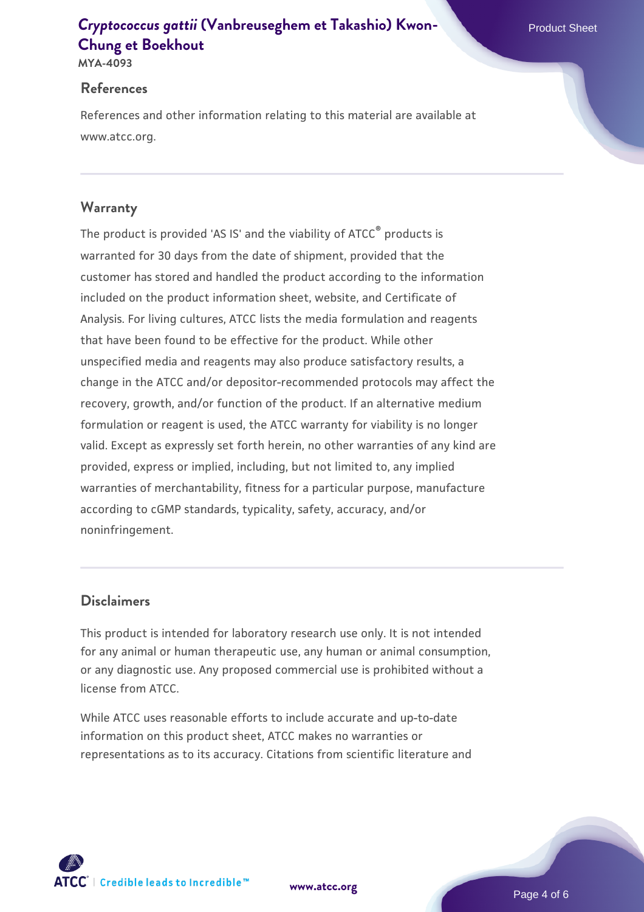## References

References and other information relating to this material are available at www.atcc.org.

## Warranty

The product is provided 'AS IS' and the viability of ATCC® products is warranted for 30 days from the date of shipment, provided that the customer has stored and handled the product according to the information included on the product information sheet, website, and Certificate of Analysis. For living cultures, ATCC lists the media formulation and reagents that have been found to be effective for the product. While other unspecified media and reagents may also produce satisfactory results, a change in the ATCC and/or depositor-recommended protocols may affect the recovery, growth, and/or function of the product. If an alternative medium formulation or reagent is used, the ATCC warranty for viability is no longer valid. Except as expressly set forth herein, no other warranties of any kind are provided, express or implied, including, but not limited to, any implied warranties of merchantability, fitness for a particular purpose, manufacture according to cGMP standards, typicality, safety, accuracy, and/or noninfringement.

## Disclaimers

This product is intended for laboratory research use only. It is not intended for any animal or human therapeutic use, any human or animal consumption, or any diagnostic use. Any proposed commercial use is prohibited without a license from ATCC.

While ATCC uses reasonable efforts to include accurate and up-to-date information on this product sheet, ATCC makes no warranties or representations as to its accuracy. Citations from scientific literature and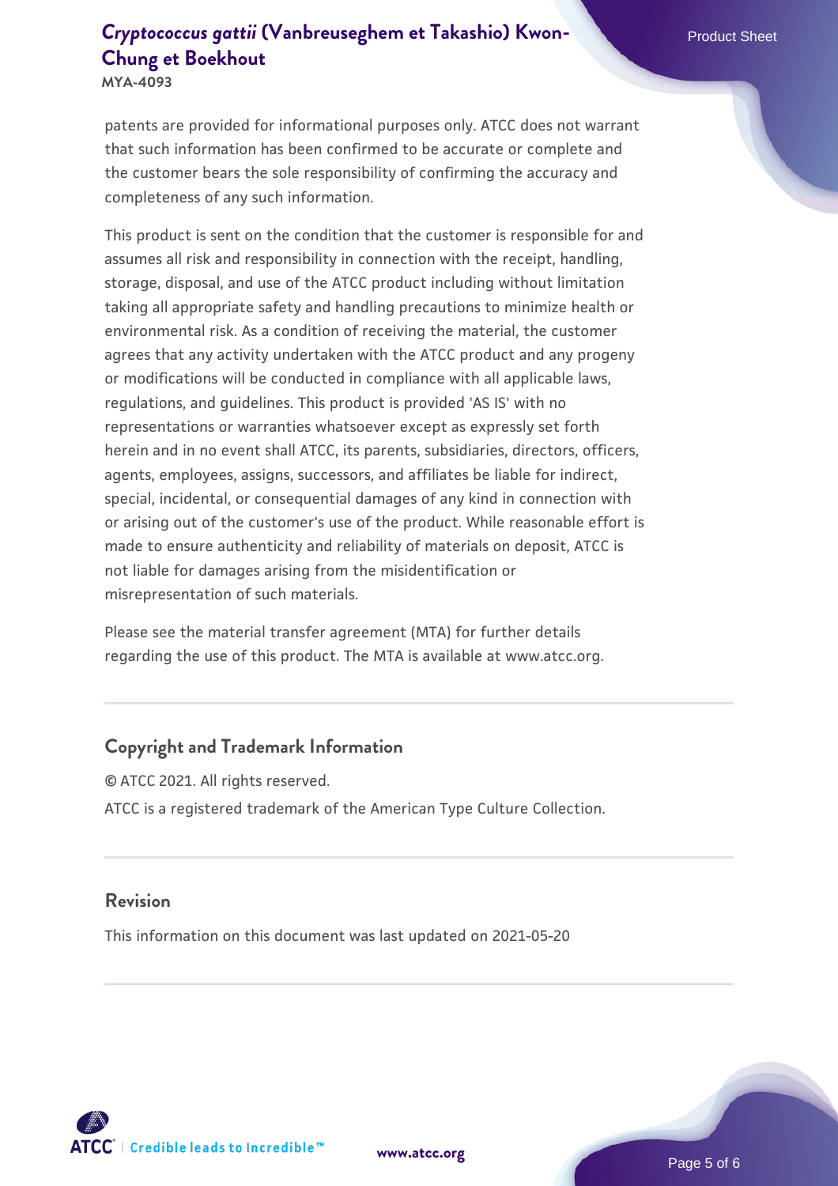patents are provided for informational purposes only. ATCC does not warrant that such information has been confirmed to be accurate or complete and the customer bears the sole responsibility of confirming the accuracy and completeness of any such information.

This product is sent on the condition that the customer is responsible for and assumes all risk and responsibility in connection with the receipt, handling, storage, disposal, and use of the ATCC product including without limitation taking all appropriate safety and handling precautions to minimize health or environmental risk. As a condition of receiving the material, the customer agrees that any activity undertaken with the ATCC product and any progeny or modifications will be conducted in compliance with all applicable laws, regulations, and guidelines. This product is provided 'AS IS' with no representations or warranties whatsoever except as expressly set forth herein and in no event shall ATCC, its parents, subsidiaries, directors, officers, agents, employees, assigns, successors, and affiliates be liable for indirect, special, incidental, or consequential damages of any kind in connection with or arising out of the customer's use of the product. While reasonable effort is made to ensure authenticity and reliability of materials on deposit, ATCC is not liable for damages arising from the misidentification or misrepresentation of such materials.

Please see the material transfer agreement (MTA) for further details regarding the use of this product. The MTA is available at www.atcc.org.

## Copyright and Trademark Information

© ATCC 2021. All rights reserved.

ATCC is a registered trademark of the American Type Culture Collection.

## Revision

This information on this document was last updated on 2021-05-20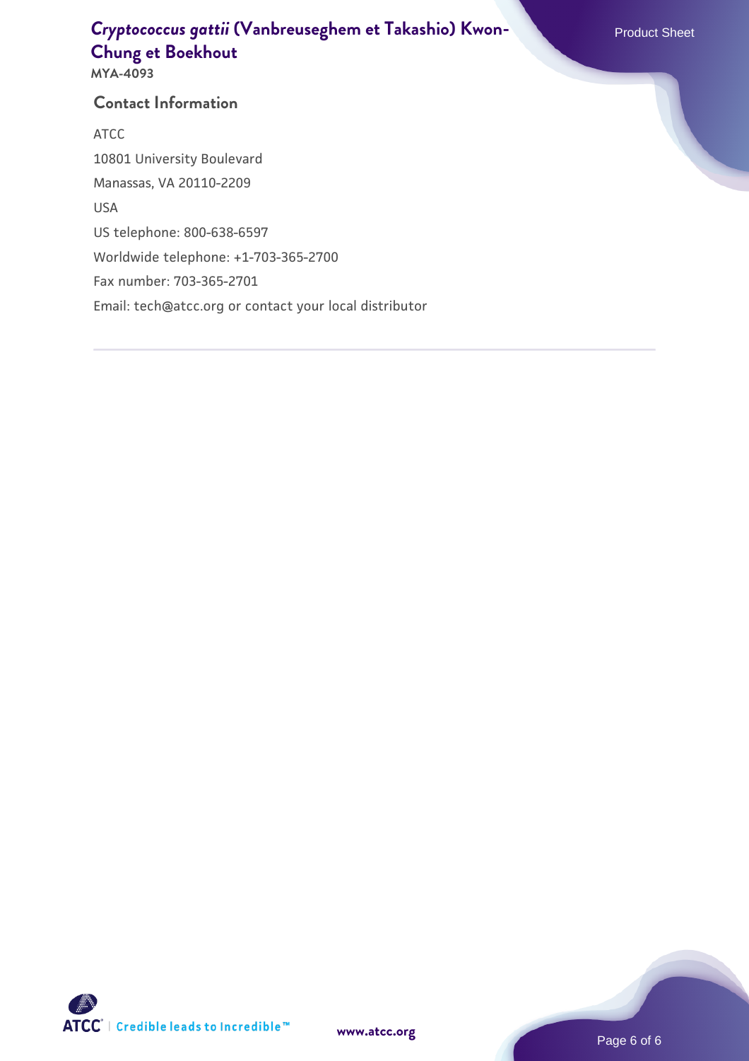## Contact Information

ATCC

10801 University Boulevard

Manassas, VA 20110-2209

USA

US telephone: 800-638-6597

Worldwide telephone: +1-703-365-2700

Fax number: 703-365-2701

Email: tech@atcc.org or contact your local distributor